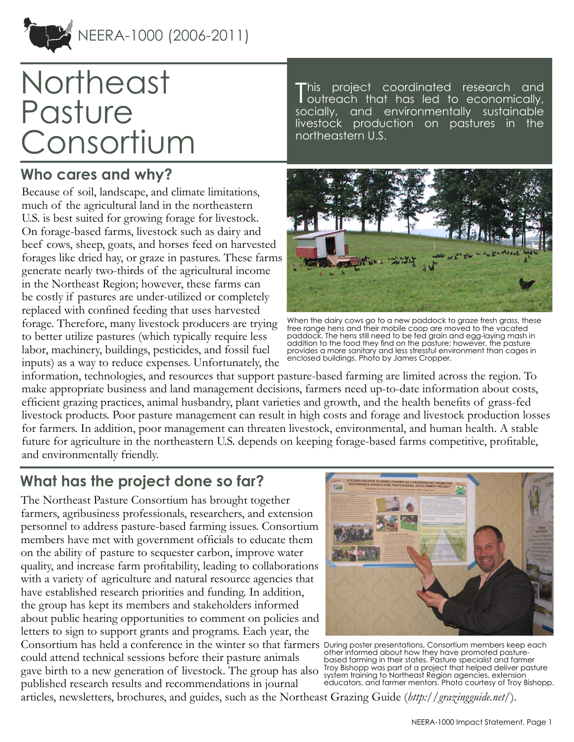NEERA-1000 (2006-2011)

# Northeast Pasture Consortium

This project coordinated research and outreach that has led to economically, socially, and environmentally sustainable livestock production on pastures in the northeastern U.S.

## Who cares and why?

Because of soil, landscape, and climate limitations, much of the agricultural land in the northeastern U.S. is best suited for growing forage for livestock. On forage-based farms, livestock such as dairy and beef cows, sheep, goats, and horses feed on harvested forages like dried hay, or graze in pastures. These farms generate nearly two-thirds of the agricultural income in the Northeast Region; however, these farms can be costly if pastures are under-utilized or completely replaced with confined feeding that uses harvested forage. Therefore, many livestock producers are trying to better utilize pastures (which typically require less labor, machinery, buildings, pesticides, and fossil fuel inputs) as a way to reduce expenses. Unfortunately, the information, technologies, and resources that support pasture-based farming are limited across the region. To make appropriate business and land management decisions, farmers need up-to-date information about costs, efficient grazing practices, animal husbandry, plant varieties and growth, and the health benefits of grass-fed livestock products. Poor pasture management can result in high costs and forage and livestock production losses for farmers. In addition, poor management can threaten livestock, environmental, and human health. A stable future for agriculture in the northeastern U.S. depends on keeping forage-based farms competitive, profitable, and environmentally friendly.

When the dairy cows go to a new paddock to graze fresh grass, these free range hens and their mobile coop are moved to the vacated paddock. The hens still need to be fed grain and egg-laying mash in addition to the food they find on the pasture; however, the pasture provides a more sanitary and less stressful environment than cages in enclosed buildings. Photo by James Cropper.

## What has the project done so far?

The Northeast Pasture Consortium has brought together farmers, agribusiness professionals, researchers, and extension personnel to address pasture-based farming issues. Consortium members have met with government officials to educate them on the ability of pasture to sequester carbon, improve water quality, and increase farm profitability, leading to collaborations with a variety of agriculture and natural resource agencies that have established research priorities and funding. In addition, the group has kept its members and stakeholders informed about public hearing opportunities to comment on policies and letters to sign to support grants and programs. Each year, the Consortium has held a conference in the winter so that farmers could attend technical sessions before their pasture animals gave birth to a new generation of livestock. The group has also published research results and recommendations in journal articles, newsletters, brochures, and guides, such as the Northeast Grazing Guide (*http://grazingguide.net/*).

During poster presentations, Consortium members keep each other informed about how they have promoted pasture-based farming in their states. Pasture specialist and farmer Troy Bishopp was part of a project that helped deliver pasture system training to Northeast Region agencies, extension educators, and farmer mentors. Photo courtesy of Troy Bishopp.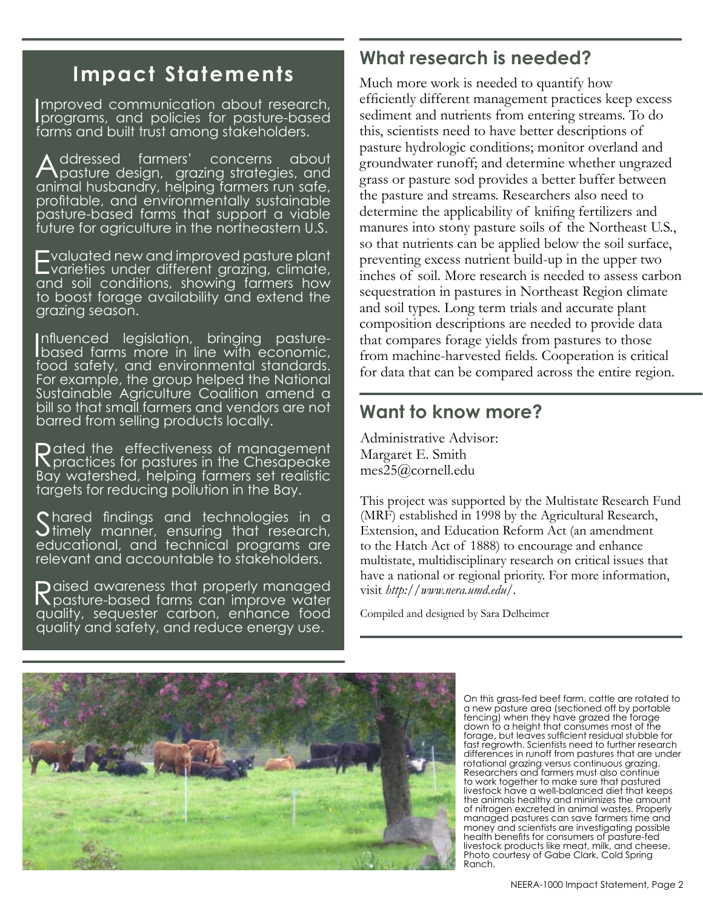## Impact Statements

Improved communication about research, programs, and policies for pasture-based farms and built trust among stakeholders.

Addressed farmers' concerns about pasture design, grazing strategies, and animal husbandry, helping farmers run safe, profitable, and environmentally sustainable pasture-based farms that support a viable future for agriculture in the northeastern U.S.

Evaluated new and improved pasture plant varieties under different grazing, climate, and soil conditions, showing farmers how to boost forage availability and extend the grazing season.

Influenced legislation, bringing pasture-based farms more in line with economic, food safety, and environmental standards. For example, the group helped the National Sustainable Agriculture Coalition amend a bill so that small farmers and vendors are not barred from selling products locally.

Rated the effectiveness of management practices for pastures in the Chesapeake Bay watershed, helping farmers set realistic targets for reducing pollution in the Bay.

Shared findings and technologies in a timely manner, ensuring that research, educational, and technical programs are relevant and accountable to stakeholders.

Raised awareness that properly managed pasture-based farms can improve water quality, sequester carbon, enhance food quality and safety, and reduce energy use.

## What research is needed?

Much more work is needed to quantify how efficiently different management practices keep excess sediment and nutrients from entering streams. To do this, scientists need to have better descriptions of pasture hydrologic conditions; monitor overland and groundwater runoff; and determine whether ungrazed grass or pasture sod provides a better buffer between the pasture and streams. Researchers also need to determine the applicability of knifing fertilizers and manures into stony pasture soils of the Northeast U.S., so that nutrients can be applied below the soil surface, preventing excess nutrient build-up in the upper two inches of soil. More research is needed to assess carbon sequestration in pastures in Northeast Region climate and soil types. Long term trials and accurate plant composition descriptions are needed to provide data that compares forage yields from pastures to those from machine-harvested fields. Cooperation is critical for data that can be compared across the entire region.

## Want to know more?

Administrative Advisor:
Margaret E. Smith
mes25@cornell.edu

This project was supported by the Multistate Research Fund (MRF) established in 1998 by the Agricultural Research, Extension, and Education Reform Act (an amendment to the Hatch Act of 1888) to encourage and enhance multistate, multidisciplinary research on critical issues that have a national or regional priority. For more information, visit *http://www.nera.umd.edu/*.

Compiled and designed by Sara Delheimer

On this grass-fed beef farm, cattle are rotated to a new pasture area (sectioned off by portable fencing) when they have grazed the forage down to a height that consumes most of the forage, but leaves sufficient residual stubble for fast regrowth. Scientists need to further research differences in runoff from pastures that are under rotational grazing versus continuous grazing. Researchers and farmers must also continue to work together to make sure that pastured livestock have a well-balanced diet that keeps the animals healthy and minimizes the amount of nitrogen excreted in animal wastes. Properly managed pastures can save farmers time and money and scientists are investigating possible health benefits for consumers of pasture-fed livestock products like meat, milk, and cheese. Photo courtesy of Gabe Clark, Cold Spring Ranch.